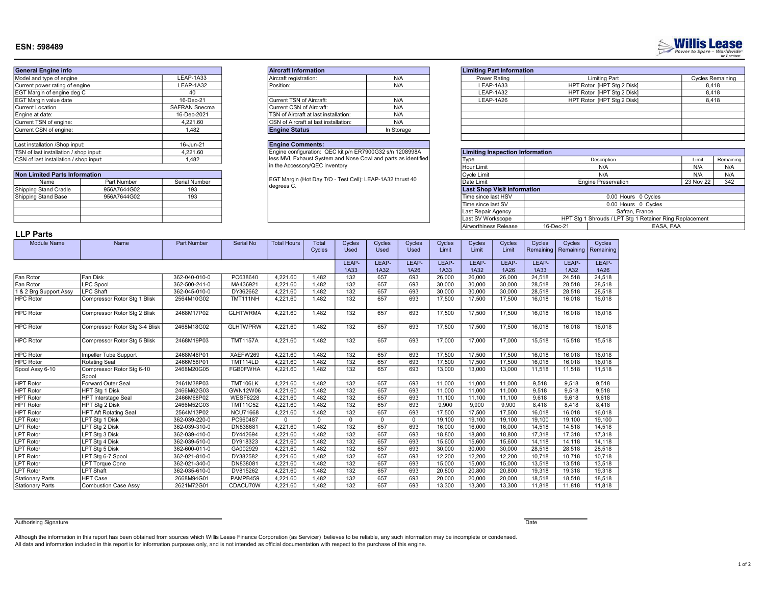# ESN: 598489

Willis Lease — Power to Spare – Worldwide

| General Engine info | |
|---|---|
| Model and type of engine | LEAP-1A33 |
| Current power rating of engine | LEAP-1A32 |
| EGT Margin of engine deg C | 40 |
| EGT Margin value date | 16-Dec-21 |
| Current Location | SAFRAN Snecma |
| Engine at date: | 16-Dec-2021 |
| Current TSN of engine: | 4,221.60 |
| Current CSN of engine: | 1,482 |
| | |
| Last installation /Shop input: | 16-Jun-21 |
| TSN of last installation / shop input: | 4,221.60 |
| CSN of last installation / shop input: | 1,482 |

| Non Limited Parts Information | | |
|---|---|---|
| Name | Part Number | Serial Number |
| Shipping Stand Cradle | 956A7644G02 | 193 |
| Shipping Stand Base | 956A7644G02 | 193 |

| Aircraft Information | |
|---|---|
| Aircraft registration: | N/A |
| Position: | N/A |
| | |
| Current TSN of Aircraft: | N/A |
| Current CSN of Aircraft: | N/A |
| TSN of Aircraft at last installation: | N/A |
| CSN of Aircraft at last installation: | N/A |
| **Engine Status** | In Storage |

**Engine Comments:**

Engine configuration: QEC kit p/n ER7900G32 s/n 1208998A less MVI, Exhaust System and Nose Cowl and parts as identified in the Accessory/QEC inventory

EGT Margin (Hot Day T/O - Test Cell): LEAP-1A32 thrust 40 degrees C.

| Limiting Part Information | | |
|---|---|---|
| Power Rating | Limiting Part | Cycles Remaining |
| LEAP-1A33 | HPT Rotor [HPT Stg 2 Disk] | 8,418 |
| LEAP-1A32 | HPT Rotor [HPT Stg 2 Disk] | 8,418 |
| LEAP-1A26 | HPT Rotor [HPT Stg 2 Disk] | 8,418 |

| Limiting Inspection Information | | | |
|---|---|---|---|
| Type | Description | Limit | Remaining |
| Hour Limit | N/A | N/A | N/A |
| Cycle Limit | N/A | N/A | N/A |
| Date Limit | Engine Preservation | 23 Nov 22 | 342 |

| Last Shop Visit Information | | |
|---|---|---|
| Time since last HSV | 0.00 Hours 0 Cycles | |
| Time since last SV | 0.00 Hours 0 Cycles | |
| Last Repair Agency | Safran, France | |
| Last SV Workscope | HPT Stg 1 Shrouds / LPT Stg 1 Retainer Ring Replacement | |
| Airworthiness Release | 16-Dec-21 | EASA, FAA |

## LLP Parts

| Module Name | Name | Part Number | Serial No | Total Hours | Total Cycles | Cycles Used | Cycles Used | Cycles Used | Cycles Limit | Cycles Limit | Cycles Limit | Cycles Remaining | Cycles Remaining | Cycles Remaining |
|---|---|---|---|---|---|---|---|---|---|---|---|---|---|---|
| | | | | | | LEAP-1A33 | LEAP-1A32 | LEAP-1A26 | LEAP-1A33 | LEAP-1A32 | LEAP-1A26 | LEAP-1A33 | LEAP-1A32 | LEAP-1A26 |
| Fan Rotor | Fan Disk | 362-040-010-0 | PC638640 | 4,221.60 | 1,482 | 132 | 657 | 693 | 26,000 | 26,000 | 26,000 | 24,518 | 24,518 | 24,518 |
| Fan Rotor | LPC Spool | 362-500-241-0 | MA436921 | 4,221.60 | 1,482 | 132 | 657 | 693 | 30,000 | 30,000 | 30,000 | 28,518 | 28,518 | 28,518 |
| 1 & 2 Brg Support Assy | LPC Shaft | 362-045-010-0 | DY362662 | 4,221.60 | 1,482 | 132 | 657 | 693 | 30,000 | 30,000 | 30,000 | 28,518 | 28,518 | 28,518 |
| HPC Rotor | Compressor Rotor Stg 1 Blisk | 2564M10G02 | TMT111NH | 4,221.60 | 1,482 | 132 | 657 | 693 | 17,500 | 17,500 | 17,500 | 16,018 | 16,018 | 16,018 |
| HPC Rotor | Compressor Rotor Stg 2 Blisk | 2468M17P02 | GLHTWRMA | 4,221.60 | 1,482 | 132 | 657 | 693 | 17,500 | 17,500 | 17,500 | 16,018 | 16,018 | 16,018 |
| HPC Rotor | Compressor Rotor Stg 3-4 Blisk | 2468M18G02 | GLHTWPRW | 4,221.60 | 1,482 | 132 | 657 | 693 | 17,500 | 17,500 | 17,500 | 16,018 | 16,018 | 16,018 |
| HPC Rotor | Compressor Rotor Stg 5 Blisk | 2468M19P03 | TMT1157A | 4,221.60 | 1,482 | 132 | 657 | 693 | 17,000 | 17,000 | 17,000 | 15,518 | 15,518 | 15,518 |
| HPC Rotor | Impeller Tube Support | 2468M46P01 | XAEFW269 | 4,221.60 | 1,482 | 132 | 657 | 693 | 17,500 | 17,500 | 17,500 | 16,018 | 16,018 | 16,018 |
| HPC Rotor | Rotating Seal | 2466M58P01 | TMT114LD | 4,221.60 | 1,482 | 132 | 657 | 693 | 17,500 | 17,500 | 17,500 | 16,018 | 16,018 | 16,018 |
| Spool Assy 6-10 | Compressor Rotor Stg 6-10 Spool | 2468M20G05 | FGB0FWHA | 4,221.60 | 1,482 | 132 | 657 | 693 | 13,000 | 13,000 | 13,000 | 11,518 | 11,518 | 11,518 |
| HPT Rotor | Forward Outer Seal | 2461M38P03 | TMT106LK | 4,221.60 | 1,482 | 132 | 657 | 693 | 11,000 | 11,000 | 11,000 | 9,518 | 9,518 | 9,518 |
| HPT Rotor | HPT Stg 1 Disk | 2466M62G03 | GWN12W06 | 4,221.60 | 1,482 | 132 | 657 | 693 | 11,000 | 11,000 | 11,000 | 9,518 | 9,518 | 9,518 |
| HPT Rotor | HPT Interstage Seal | 2466M68P02 | WESF6228 | 4,221.60 | 1,482 | 132 | 657 | 693 | 11,100 | 11,100 | 11,100 | 9,618 | 9,618 | 9,618 |
| HPT Rotor | HPT Stg 2 Disk | 2466M52G03 | TMT11C52 | 4,221.60 | 1,482 | 132 | 657 | 693 | 9,900 | 9,900 | 9,900 | 8,418 | 8,418 | 8,418 |
| HPT Rotor | HPT Aft Rotating Seal | 2564M13P02 | NCU71668 | 4,221.60 | 1,482 | 132 | 657 | 693 | 17,500 | 17,500 | 17,500 | 16,018 | 16,018 | 16,018 |
| LPT Rotor | LPT Stg 1 Disk | 362-039-220-0 | PC960487 | 0 | 0 | 0 | 0 | 0 | 19,100 | 19,100 | 19,100 | 19,100 | 19,100 | 19,100 |
| LPT Rotor | LPT Stg 2 Disk | 362-039-310-0 | DN838681 | 4,221.60 | 1,482 | 132 | 657 | 693 | 16,000 | 16,000 | 16,000 | 14,518 | 14,518 | 14,518 |
| LPT Rotor | LPT Stg 3 Disk | 362-039-410-0 | DY442694 | 4,221.60 | 1,482 | 132 | 657 | 693 | 18,800 | 18,800 | 18,800 | 17,318 | 17,318 | 17,318 |
| LPT Rotor | LPT Stg 4 Disk | 362-039-510-0 | DY918323 | 4,221.60 | 1,482 | 132 | 657 | 693 | 15,600 | 15,600 | 15,600 | 14,118 | 14,118 | 14,118 |
| LPT Rotor | LPT Stg 5 Disk | 362-600-011-0 | GA002929 | 4,221.60 | 1,482 | 132 | 657 | 693 | 30,000 | 30,000 | 30,000 | 28,518 | 28,518 | 28,518 |
| LPT Rotor | LPT Stg 6-7 Spool | 362-021-810-0 | DY382582 | 4,221.60 | 1,482 | 132 | 657 | 693 | 12,200 | 12,200 | 12,200 | 10,718 | 10,718 | 10,718 |
| LPT Rotor | LPT Torque Cone | 362-021-340-0 | DN838081 | 4,221.60 | 1,482 | 132 | 657 | 693 | 15,000 | 15,000 | 15,000 | 13,518 | 13,518 | 13,518 |
| LPT Rotor | LPT Shaft | 362-035-610-0 | DV815262 | 4,221.60 | 1,482 | 132 | 657 | 693 | 20,800 | 20,800 | 20,800 | 19,318 | 19,318 | 19,318 |
| Stationary Parts | HPT Case | 2668M94G01 | PAMPB459 | 4,221.60 | 1,482 | 132 | 657 | 693 | 20,000 | 20,000 | 20,000 | 18,518 | 18,518 | 18,518 |
| Stationary Parts | Combustion Case Assy | 2621M72G01 | CDACU70W | 4,221.60 | 1,482 | 132 | 657 | 693 | 13,300 | 13,300 | 13,300 | 11,818 | 11,818 | 11,818 |

Authorising Signature

Date

Although the information in this report has been obtained from sources which Willis Lease Finance Corporation (as Servicer) believes to be reliable, any such information may be incomplete or condensed.
All data and information included in this report is for information purposes only, and is not intended as official documentation with respect to the purchase of this engine.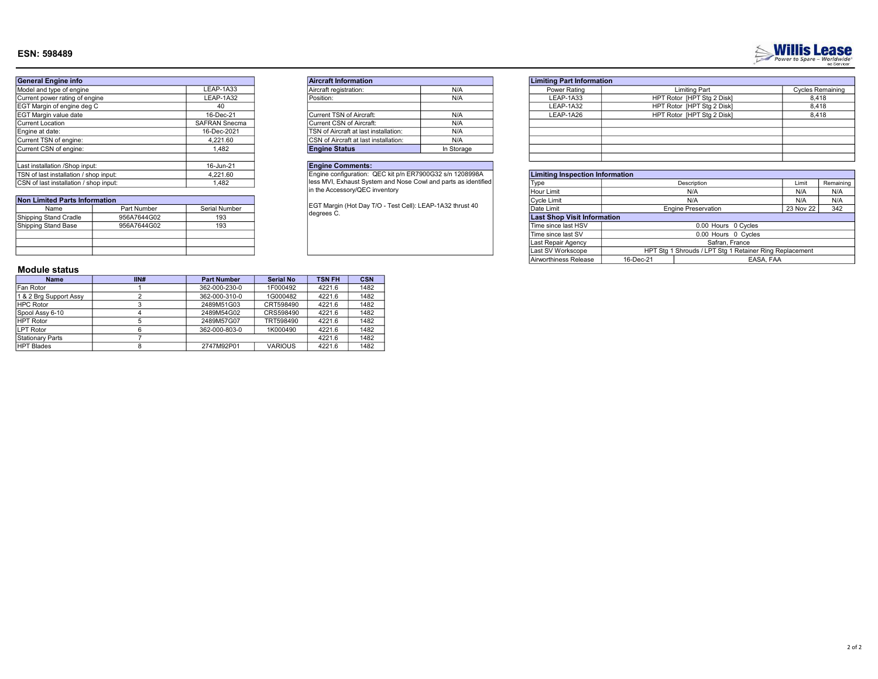## ESN: 598489

| General Engine info | |
|---|---|
| Model and type of engine | LEAP-1A33 |
| Current power rating of engine | LEAP-1A32 |
| EGT Margin of engine deg C | 40 |
| EGT Margin value date | 16-Dec-21 |
| Current Location | SAFRAN Snecma |
| Engine at date: | 16-Dec-2021 |
| Current TSN of engine: | 4,221.60 |
| Current CSN of engine: | 1,482 |
| | |
| Last installation /Shop input: | 16-Jun-21 |
| TSN of last installation / shop input: | 4,221.60 |
| CSN of last installation / shop input: | 1,482 |

| Non Limited Parts Information | | |
|---|---|---|
| Name | Part Number | Serial Number |
| Shipping Stand Cradle | 956A7644G02 | 193 |
| Shipping Stand Base | 956A7644G02 | 193 |

| Aircraft Information | |
|---|---|
| Aircraft registration: | N/A |
| Position: | N/A |
| | |
| Current TSN of Aircraft: | N/A |
| Current CSN of Aircraft: | N/A |
| TSN of Aircraft at last installation: | N/A |
| CSN of Aircraft at last installation: | N/A |
| **Engine Status** | In Storage |

**Engine Comments:**

Engine configuration: QEC kit p/n ER7900G32 s/n 1208998A less MVI, Exhaust System and Nose Cowl and parts as identified in the Accessory/QEC inventory

EGT Margin (Hot Day T/O - Test Cell): LEAP-1A32 thrust 40 degrees C.

| Limiting Part Information | | |
|---|---|---|
| Power Rating | Limiting Part | Cycles Remaining |
| LEAP-1A33 | HPT Rotor [HPT Stg 2 Disk] | 8,418 |
| LEAP-1A32 | HPT Rotor [HPT Stg 2 Disk] | 8,418 |
| LEAP-1A26 | HPT Rotor [HPT Stg 2 Disk] | 8,418 |

| Limiting Inspection Information | | | |
|---|---|---|---|
| Type | Description | Limit | Remaining |
| Hour Limit | N/A | N/A | N/A |
| Cycle Limit | N/A | N/A | N/A |
| Date Limit | Engine Preservation | 23 Nov 22 | 342 |

| Last Shop Visit Information | | |
|---|---|---|
| Time since last HSV | 0.00 Hours 0 Cycles | |
| Time since last SV | 0.00 Hours 0 Cycles | |
| Last Repair Agency | Safran, France | |
| Last SV Workscope | HPT Stg 1 Shrouds / LPT Stg 1 Retainer Ring Replacement | |
| Airworthiness Release | 16-Dec-21 | EASA, FAA |

### Module status

| Name | IIN# | Part Number | Serial No | TSN FH | CSN |
|---|---|---|---|---|---|
| Fan Rotor | 1 | 362-000-230-0 | 1F000492 | 4221.6 | 1482 |
| 1 & 2 Brg Support Assy | 2 | 362-000-310-0 | 1G000482 | 4221.6 | 1482 |
| HPC Rotor | 3 | 2489M51G03 | CRT598490 | 4221.6 | 1482 |
| Spool Assy 6-10 | 4 | 2489M54G02 | CRS598490 | 4221.6 | 1482 |
| HPT Rotor | 5 | 2489M57G07 | TRT598490 | 4221.6 | 1482 |
| LPT Rotor | 6 | 362-000-803-0 | 1K000490 | 4221.6 | 1482 |
| Stationary Parts | 7 | | | 4221.6 | 1482 |
| HPT Blades | 8 | 2747M92P01 | VARIOUS | 4221.6 | 1482 |